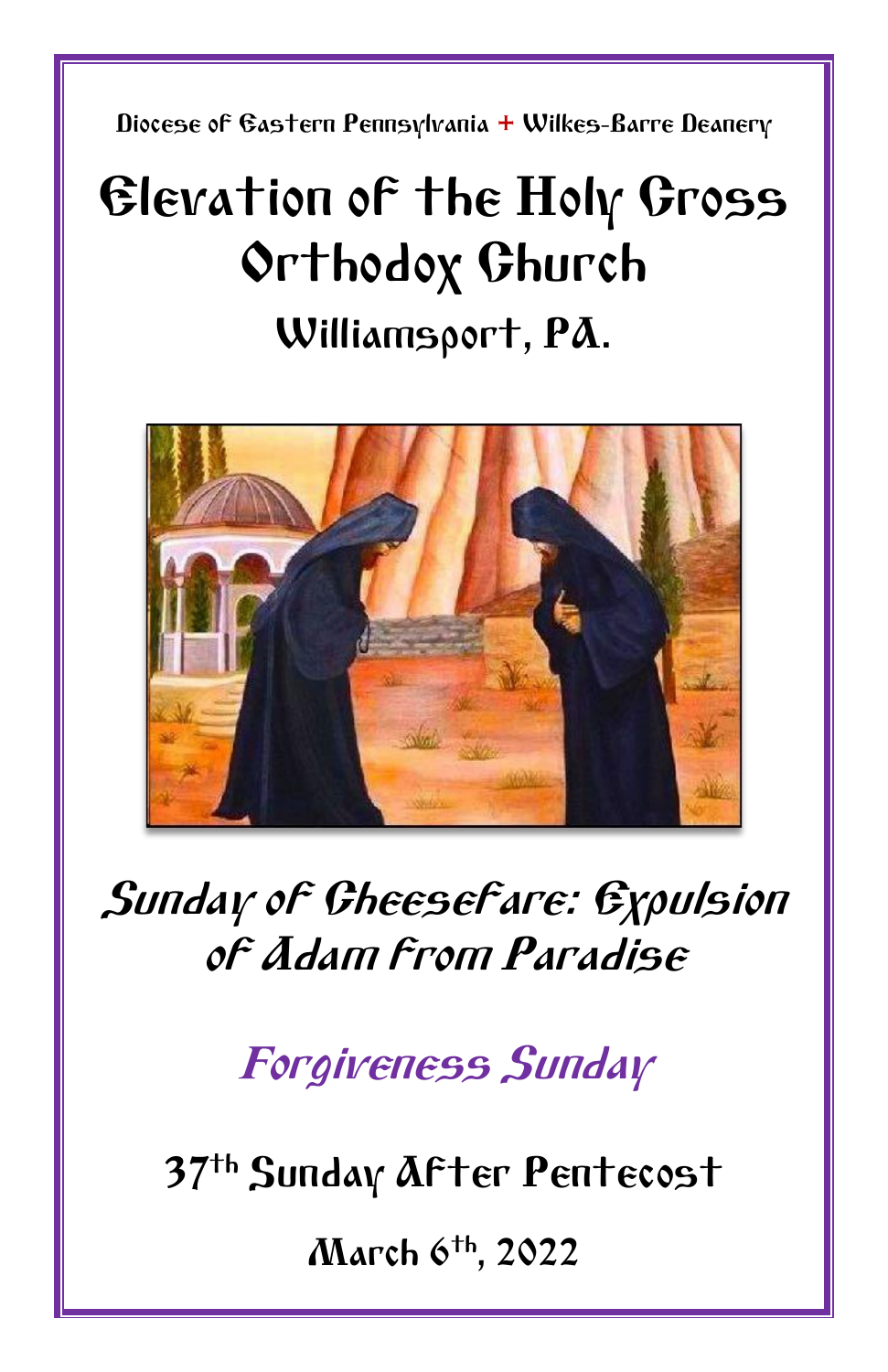Diocese of Eastern Pennsylvania + Wilkes-Barre Deanery

# Elevation of the Holy Cross Orthodox Church

## Williamsport, PA.

## *Sunday of Cheesefare: Expulsion of Adam from Paradise*

## *Forgiveness Sunday*

### 37th Sunday After Pentecost

### March 6th, 2022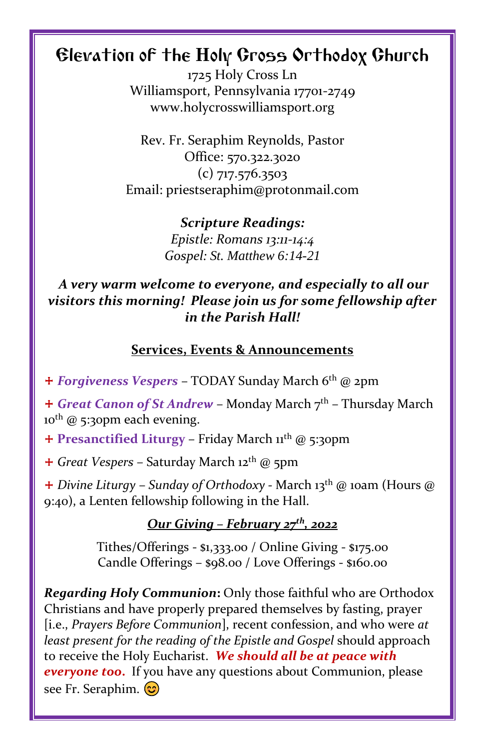# Elevation of the Holy Cross Orthodox Church

1725 Holy Cross Ln
Williamsport, Pennsylvania 17701-2749
www.holycrosswilliamsport.org

Rev. Fr. Seraphim Reynolds, Pastor
Office: 570.322.3020
(c) 717.576.3503
Email: priestseraphim@protonmail.com

***Scripture Readings:***
*Epistle: Romans 13:11-14:4*
*Gospel: St. Matthew 6:14-21*

***A very warm welcome to everyone, and especially to all our visitors this morning! Please join us for some fellowship after in the Parish Hall!***

## Services, Events & Announcements

+ ***Forgiveness Vespers*** – TODAY Sunday March 6th @ 2pm

+ ***Great Canon of St Andrew*** – Monday March 7th – Thursday March 10th @ 5:30pm each evening.

+ **Presanctified Liturgy** – Friday March 11th @ 5:30pm

+ *Great Vespers* – Saturday March 12th @ 5pm

+ *Divine Liturgy – Sunday of Orthodoxy* - March 13th @ 10am (Hours @ 9:40), a Lenten fellowship following in the Hall.

***Our Giving – February 27th, 2022***

Tithes/Offerings - $1,333.00 / Online Giving - $175.00
Candle Offerings – $98.00 / Love Offerings - $160.00

***Regarding Holy Communion*:** Only those faithful who are Orthodox Christians and have properly prepared themselves by fasting, prayer [i.e., *Prayers Before Communion*], recent confession, and who were *at least present for the reading of the Epistle and Gospel* should approach to receive the Holy Eucharist. ***We should all be at peace with everyone too.*** If you have any questions about Communion, please see Fr. Seraphim. 😊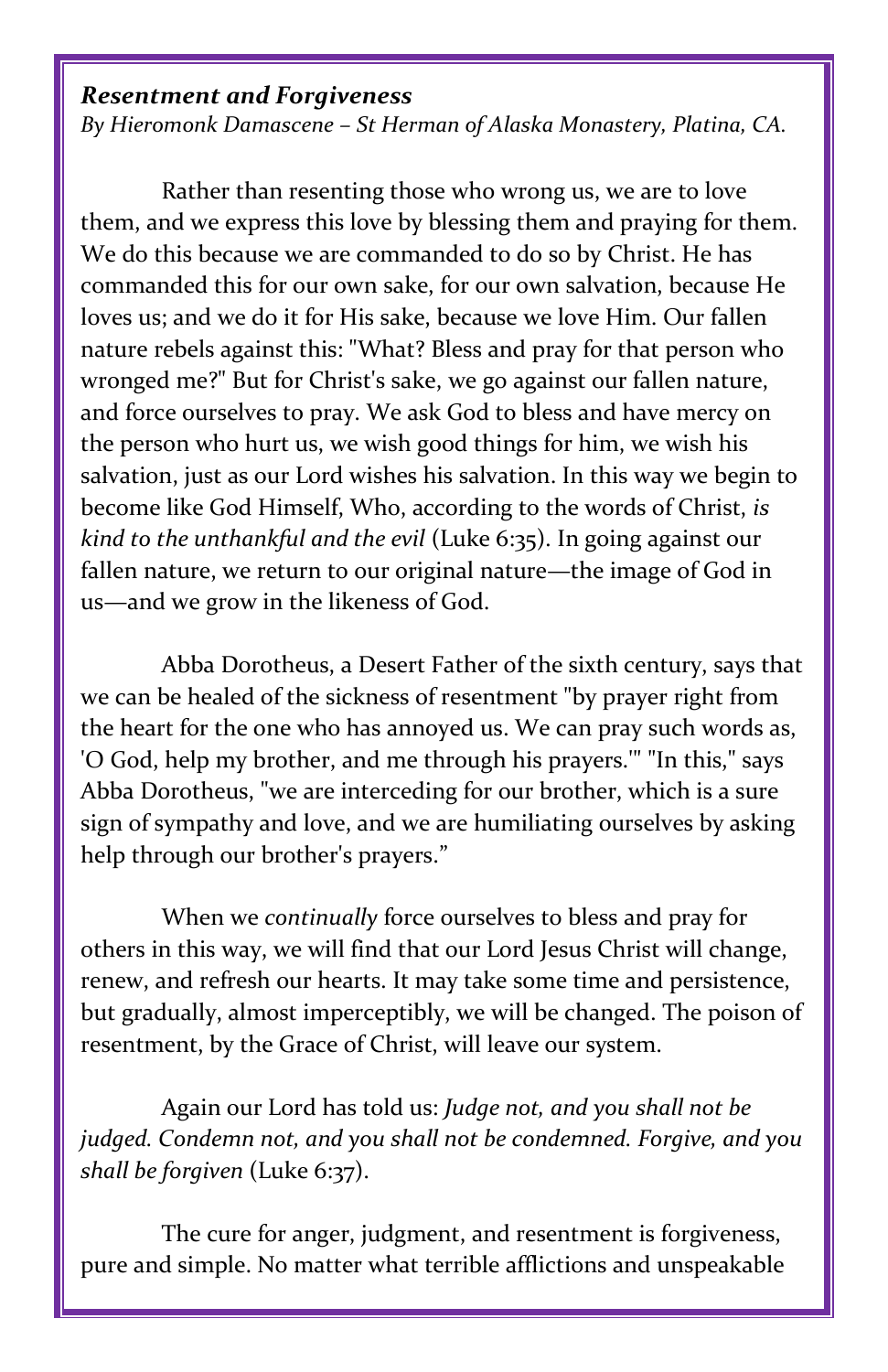***Resentment and Forgiveness***
*By Hieromonk Damascene – St Herman of Alaska Monastery, Platina, CA.*

Rather than resenting those who wrong us, we are to love them, and we express this love by blessing them and praying for them. We do this because we are commanded to do so by Christ. He has commanded this for our own sake, for our own salvation, because He loves us; and we do it for His sake, because we love Him. Our fallen nature rebels against this: "What? Bless and pray for that person who wronged me?" But for Christ's sake, we go against our fallen nature, and force ourselves to pray. We ask God to bless and have mercy on the person who hurt us, we wish good things for him, we wish his salvation, just as our Lord wishes his salvation. In this way we begin to become like God Himself, Who, according to the words of Christ, *is kind to the unthankful and the evil* (Luke 6:35). In going against our fallen nature, we return to our original nature—the image of God in us—and we grow in the likeness of God.

Abba Dorotheus, a Desert Father of the sixth century, says that we can be healed of the sickness of resentment "by prayer right from the heart for the one who has annoyed us. We can pray such words as, 'O God, help my brother, and me through his prayers.'" "In this," says Abba Dorotheus, "we are interceding for our brother, which is a sure sign of sympathy and love, and we are humiliating ourselves by asking help through our brother's prayers."

When we *continually* force ourselves to bless and pray for others in this way, we will find that our Lord Jesus Christ will change, renew, and refresh our hearts. It may take some time and persistence, but gradually, almost imperceptibly, we will be changed. The poison of resentment, by the Grace of Christ, will leave our system.

Again our Lord has told us: *Judge not, and you shall not be judged. Condemn not, and you shall not be condemned. Forgive, and you shall be forgiven* (Luke 6:37).

The cure for anger, judgment, and resentment is forgiveness, pure and simple. No matter what terrible afflictions and unspeakable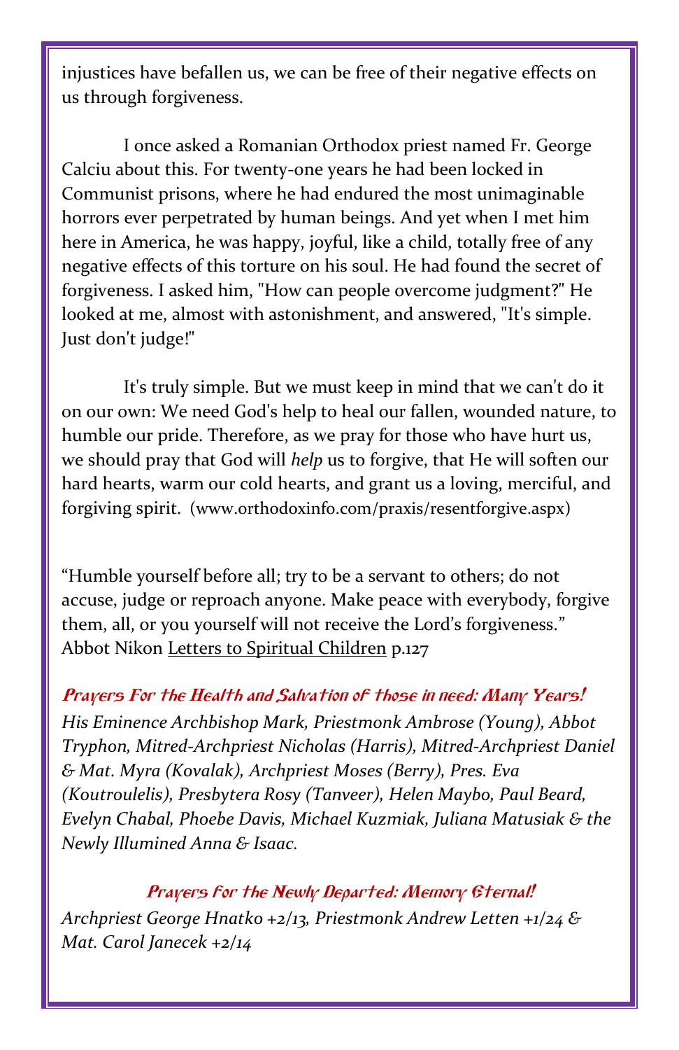injustices have befallen us, we can be free of their negative effects on us through forgiveness.

I once asked a Romanian Orthodox priest named Fr. George Calciu about this. For twenty-one years he had been locked in Communist prisons, where he had endured the most unimaginable horrors ever perpetrated by human beings. And yet when I met him here in America, he was happy, joyful, like a child, totally free of any negative effects of this torture on his soul. He had found the secret of forgiveness. I asked him, "How can people overcome judgment?" He looked at me, almost with astonishment, and answered, "It's simple. Just don't judge!"

It's truly simple. But we must keep in mind that we can't do it on our own: We need God's help to heal our fallen, wounded nature, to humble our pride. Therefore, as we pray for those who have hurt us, we should pray that God will *help* us to forgive, that He will soften our hard hearts, warm our cold hearts, and grant us a loving, merciful, and forgiving spirit. (www.orthodoxinfo.com/praxis/resentforgive.aspx)

"Humble yourself before all; try to be a servant to others; do not accuse, judge or reproach anyone. Make peace with everybody, forgive them, all, or you yourself will not receive the Lord's forgiveness." Abbot Nikon Letters to Spiritual Children p.127

**Prayers For the Health and Salvation of those in need: Many Years!**

*His Eminence Archbishop Mark, Priestmonk Ambrose (Young), Abbot Tryphon, Mitred-Archpriest Nicholas (Harris), Mitred-Archpriest Daniel & Mat. Myra (Kovalak), Archpriest Moses (Berry), Pres. Eva (Koutroulelis), Presbytera Rosy (Tanveer), Helen Maybo, Paul Beard, Evelyn Chabal, Phoebe Davis, Michael Kuzmiak, Juliana Matusiak & the Newly Illumined Anna & Isaac.*

**Prayers for the Newly Departed: Memory Eternal!**

*Archpriest George Hnatko +2/13, Priestmonk Andrew Letten +1/24 & Mat. Carol Janecek +2/14*